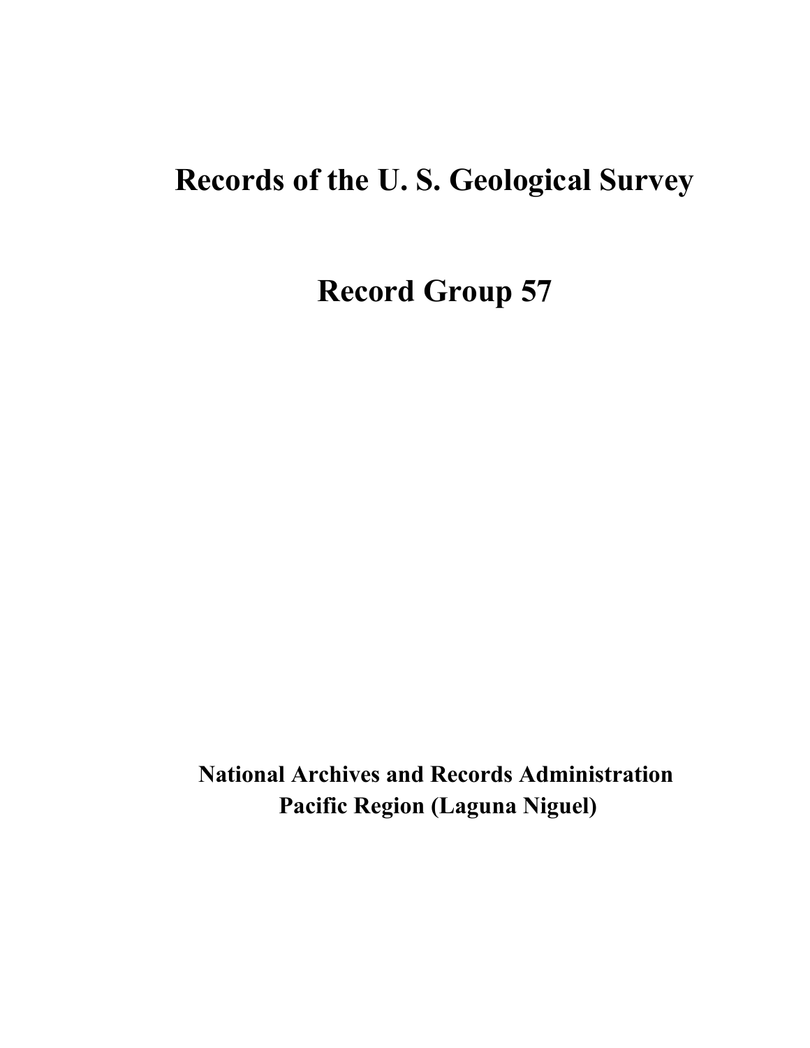# Records of the U. S. Geological Survey

# Record Group 57

**National Archives and Records Administration**
**Pacific Region (Laguna Niguel)**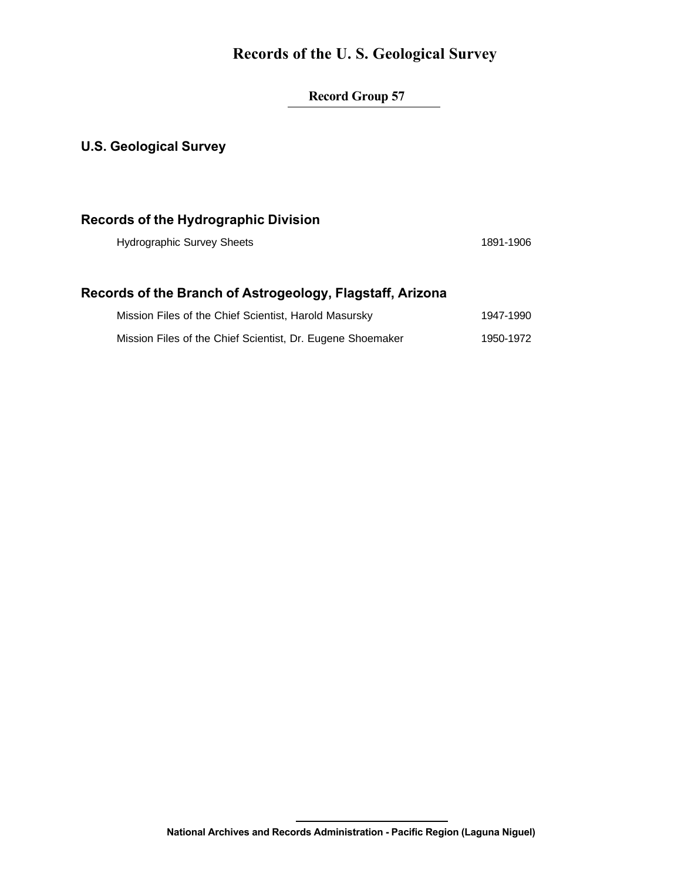# Records of the U. S. Geological Survey

## Record Group 57

### U.S. Geological Survey

### Records of the Hydrographic Division

| | |
|---|---|
| Hydrographic Survey Sheets | 1891-1906 |

### Records of the Branch of Astrogeology, Flagstaff, Arizona

| | |
|---|---|
| Mission Files of the Chief Scientist, Harold Masursky | 1947-1990 |
| Mission Files of the Chief Scientist, Dr. Eugene Shoemaker | 1950-1972 |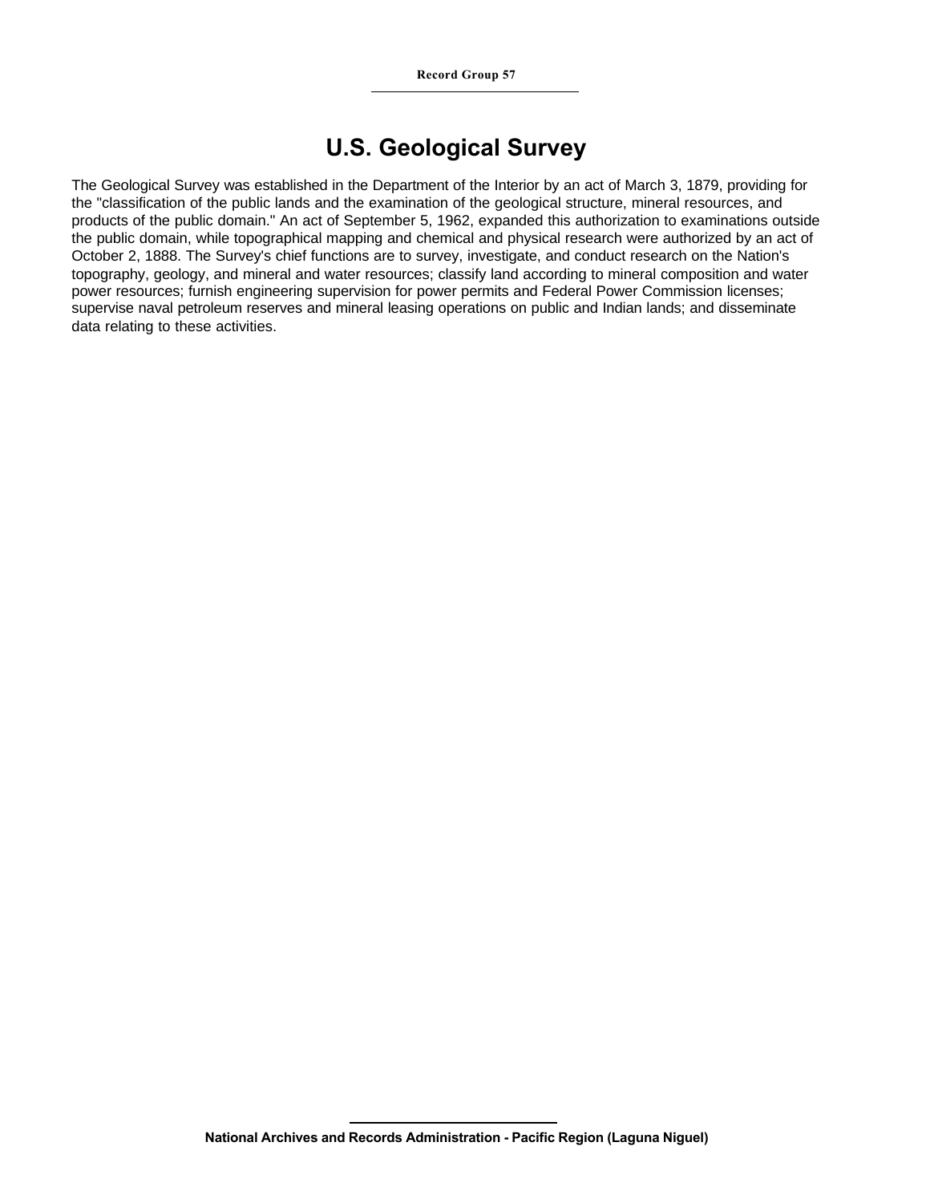# U.S. Geological Survey

The Geological Survey was established in the Department of the Interior by an act of March 3, 1879, providing for the "classification of the public lands and the examination of the geological structure, mineral resources, and products of the public domain." An act of September 5, 1962, expanded this authorization to examinations outside the public domain, while topographical mapping and chemical and physical research were authorized by an act of October 2, 1888. The Survey's chief functions are to survey, investigate, and conduct research on the Nation's topography, geology, and mineral and water resources; classify land according to mineral composition and water power resources; furnish engineering supervision for power permits and Federal Power Commission licenses; supervise naval petroleum reserves and mineral leasing operations on public and Indian lands; and disseminate data relating to these activities.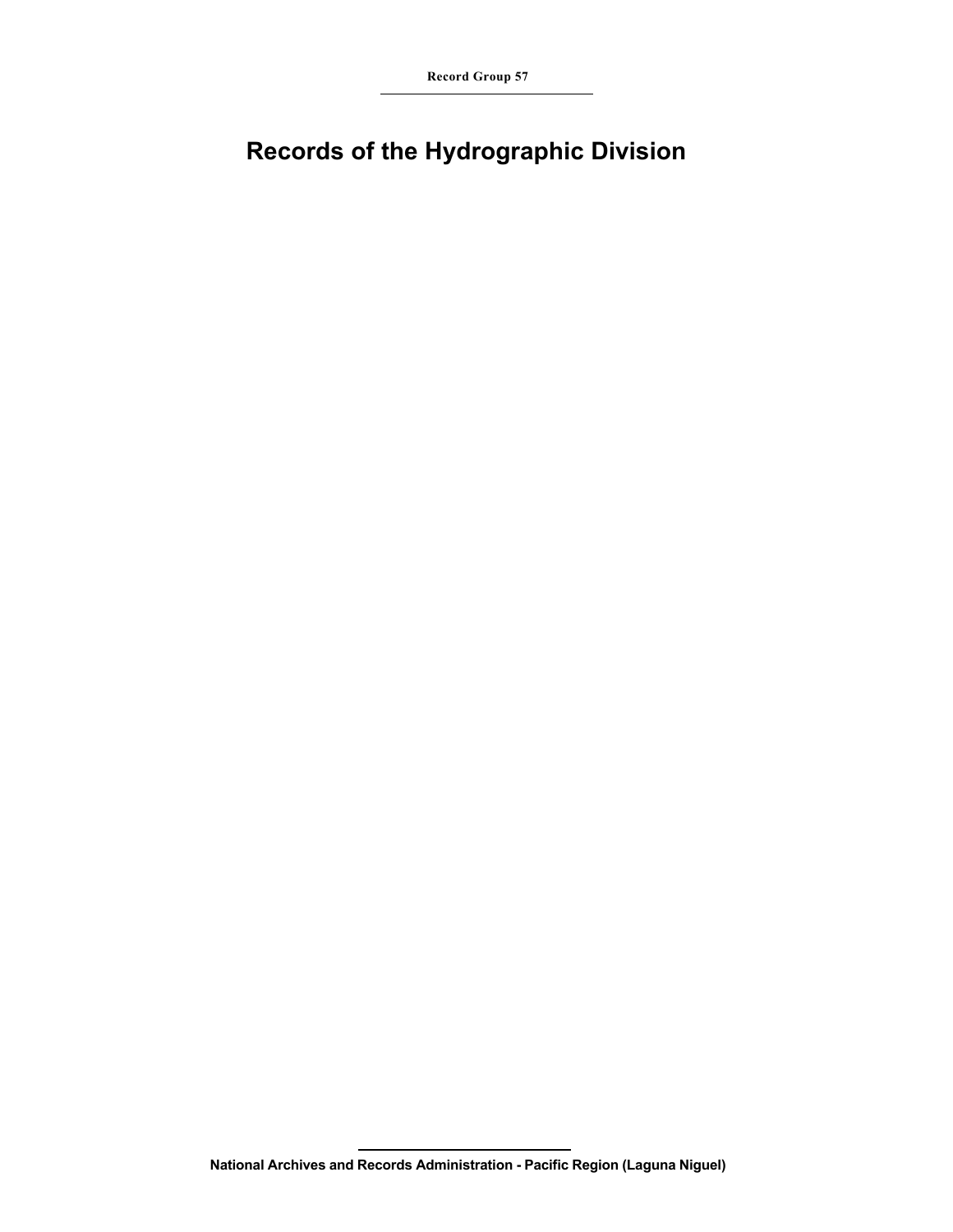**Record Group 57**

# Records of the Hydrographic Division

**National Archives and Records Administration - Pacific Region (Laguna Niguel)**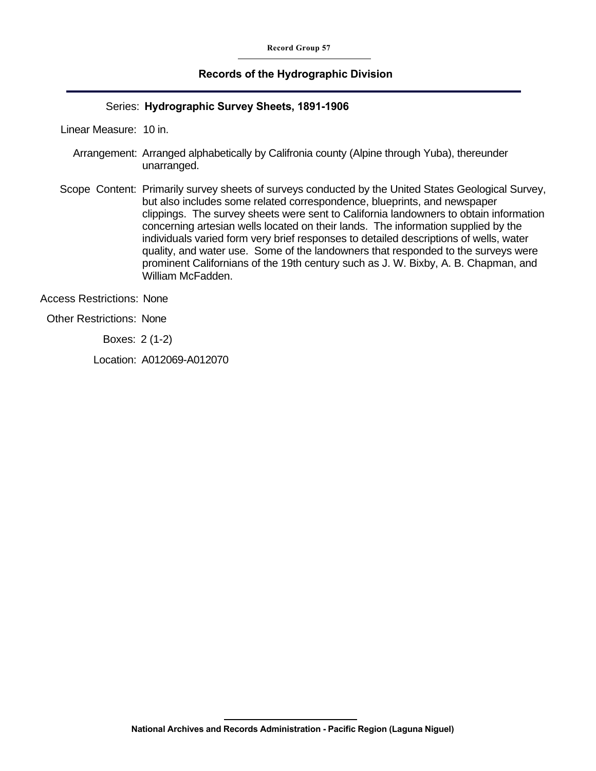Record Group 57

## Records of the Hydrographic Division

**Series:** **Hydrographic Survey Sheets, 1891-1906**

**Linear Measure:** 10 in.

**Arrangement:** Arranged alphabetically by Califronia county (Alpine through Yuba), thereunder unarranged.

**Scope Content:** Primarily survey sheets of surveys conducted by the United States Geological Survey, but also includes some related correspondence, blueprints, and newspaper clippings. The survey sheets were sent to California landowners to obtain information concerning artesian wells located on their lands. The information supplied by the individuals varied form very brief responses to detailed descriptions of wells, water quality, and water use. Some of the landowners that responded to the surveys were prominent Californians of the 19th century such as J. W. Bixby, A. B. Chapman, and William McFadden.

**Access Restrictions:** None

**Other Restrictions:** None

**Boxes:** 2 (1-2)

**Location:** A012069-A012070

National Archives and Records Administration - Pacific Region (Laguna Niguel)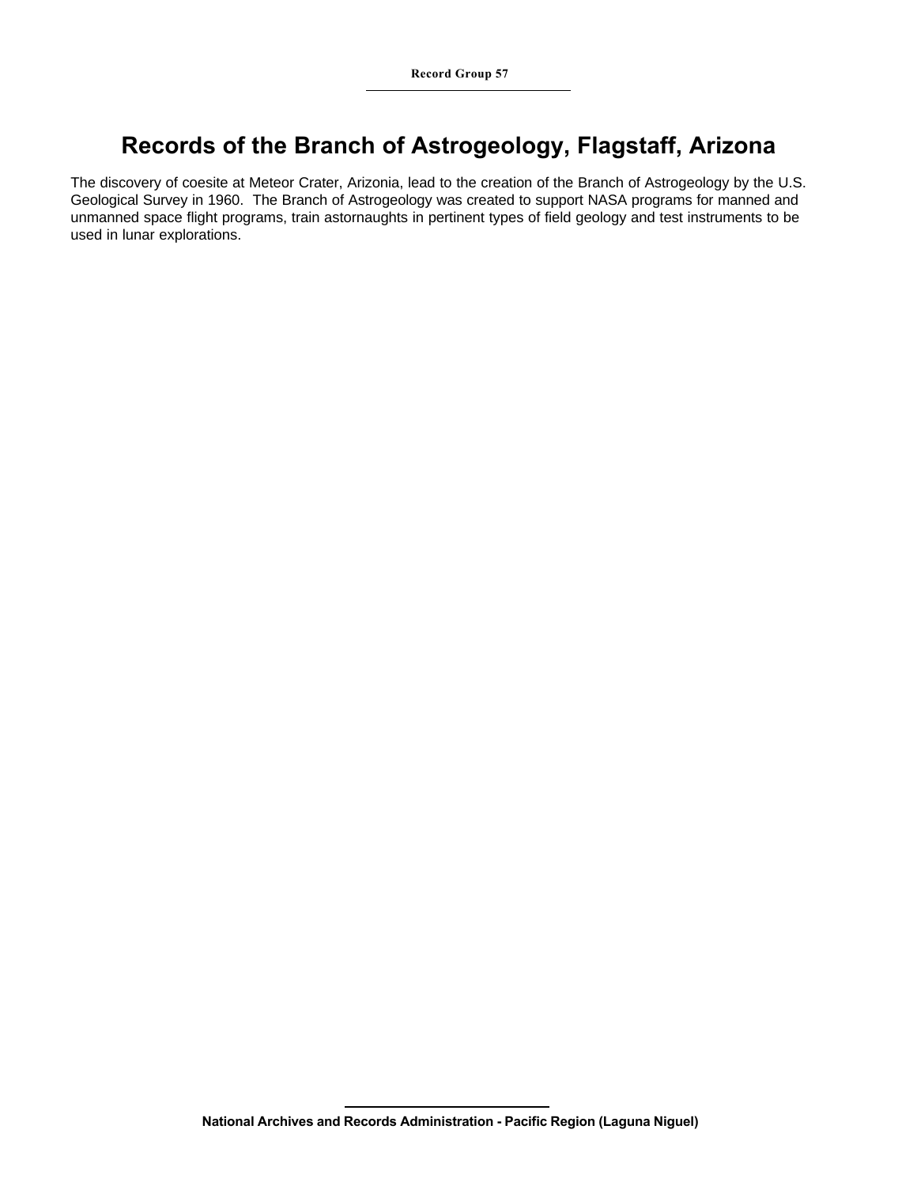**Record Group 57**

# Records of the Branch of Astrogeology, Flagstaff, Arizona

The discovery of coesite at Meteor Crater, Arizonia, lead to the creation of the Branch of Astrogeology by the U.S. Geological Survey in 1960. The Branch of Astrogeology was created to support NASA programs for manned and unmanned space flight programs, train astornaughts in pertinent types of field geology and test instruments to be used in lunar explorations.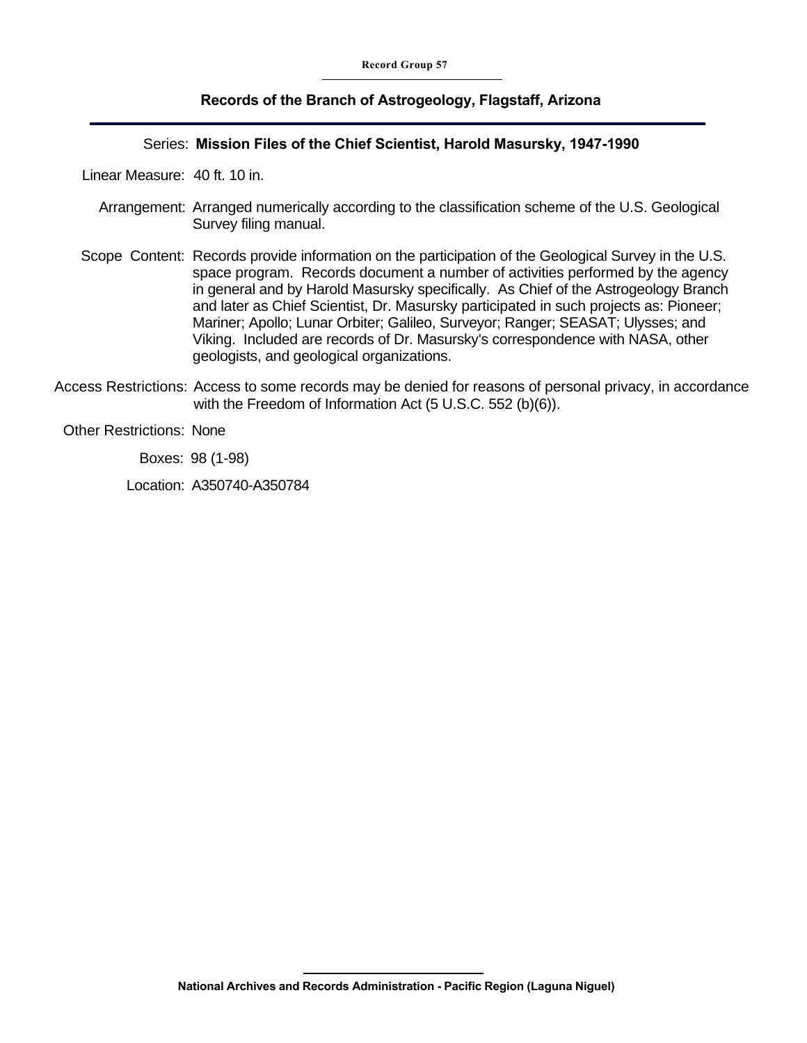Record Group 57

## Records of the Branch of Astrogeology, Flagstaff, Arizona

Series: **Mission Files of the Chief Scientist, Harold Masursky, 1947-1990**

Linear Measure: 40 ft. 10 in.

Arrangement: Arranged numerically according to the classification scheme of the U.S. Geological Survey filing manual.

Scope Content: Records provide information on the participation of the Geological Survey in the U.S. space program. Records document a number of activities performed by the agency in general and by Harold Masursky specifically. As Chief of the Astrogeology Branch and later as Chief Scientist, Dr. Masursky participated in such projects as: Pioneer; Mariner; Apollo; Lunar Orbiter; Galileo, Surveyor; Ranger; SEASAT; Ulysses; and Viking. Included are records of Dr. Masursky's correspondence with NASA, other geologists, and geological organizations.

Access Restrictions: Access to some records may be denied for reasons of personal privacy, in accordance with the Freedom of Information Act (5 U.S.C. 552 (b)(6)).

Other Restrictions: None

Boxes: 98 (1-98)

Location: A350740-A350784

National Archives and Records Administration - Pacific Region (Laguna Niguel)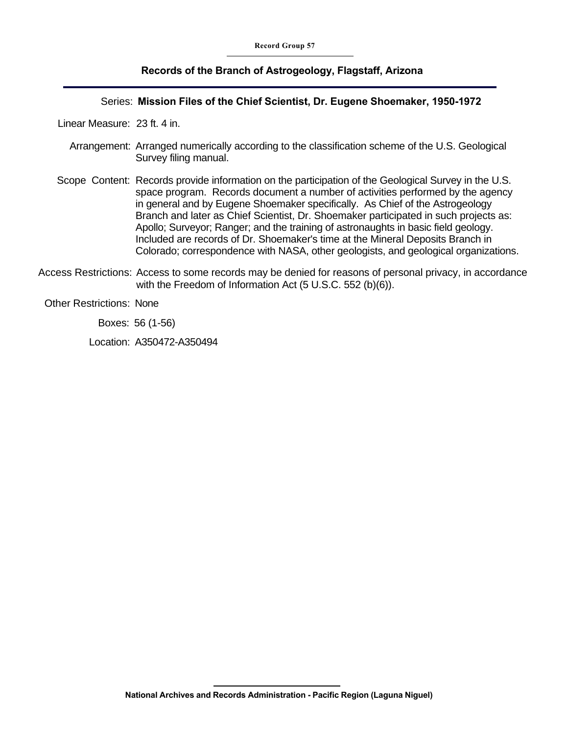Record Group 57

## Records of the Branch of Astrogeology, Flagstaff, Arizona

**Series:** **Mission Files of the Chief Scientist, Dr. Eugene Shoemaker, 1950-1972**

**Linear Measure:** 23 ft. 4 in.

**Arrangement:** Arranged numerically according to the classification scheme of the U.S. Geological Survey filing manual.

**Scope Content:** Records provide information on the participation of the Geological Survey in the U.S. space program. Records document a number of activities performed by the agency in general and by Eugene Shoemaker specifically. As Chief of the Astrogeology Branch and later as Chief Scientist, Dr. Shoemaker participated in such projects as: Apollo; Surveyor; Ranger; and the training of astronaughts in basic field geology. Included are records of Dr. Shoemaker's time at the Mineral Deposits Branch in Colorado; correspondence with NASA, other geologists, and geological organizations.

**Access Restrictions:** Access to some records may be denied for reasons of personal privacy, in accordance with the Freedom of Information Act (5 U.S.C. 552 (b)(6)).

**Other Restrictions:** None

**Boxes:** 56 (1-56)

**Location:** A350472-A350494